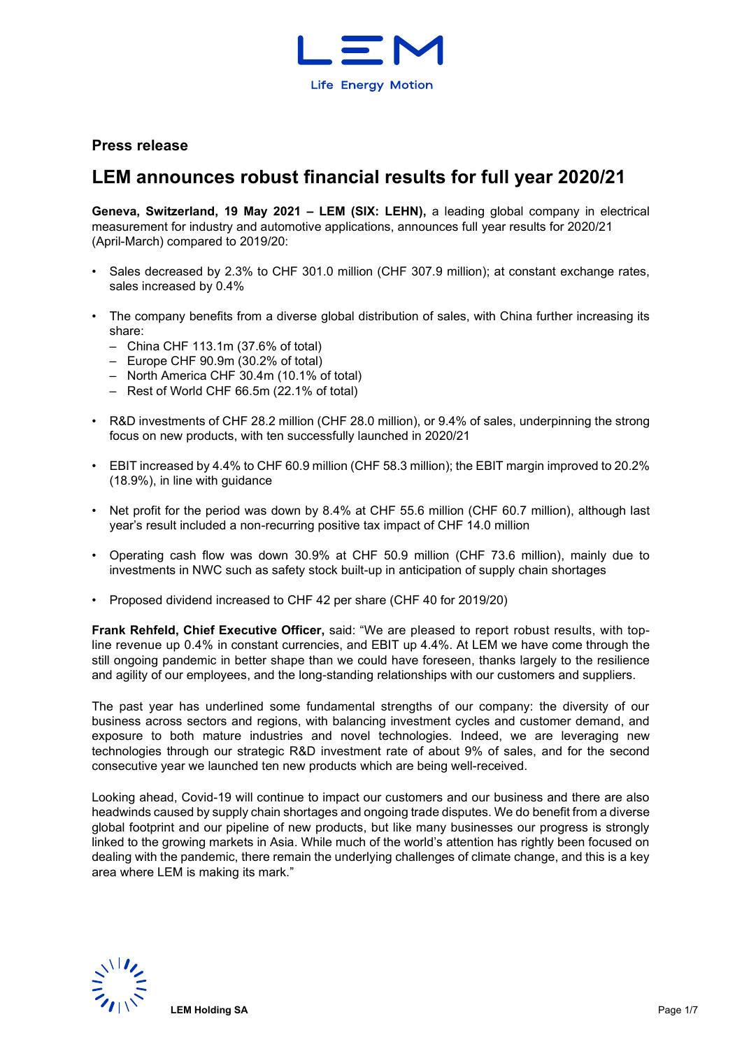**Press release**

# LEM announces robust financial results for full year 2020/21

**Geneva, Switzerland, 19 May 2021 – LEM (SIX: LEHN),** a leading global company in electrical measurement for industry and automotive applications, announces full year results for 2020/21 (April-March) compared to 2019/20:

- Sales decreased by 2.3% to CHF 301.0 million (CHF 307.9 million); at constant exchange rates, sales increased by 0.4%
- The company benefits from a diverse global distribution of sales, with China further increasing its share:
  - China CHF 113.1m (37.6% of total)
  - Europe CHF 90.9m (30.2% of total)
  - North America CHF 30.4m (10.1% of total)
  - Rest of World CHF 66.5m (22.1% of total)
- R&D investments of CHF 28.2 million (CHF 28.0 million), or 9.4% of sales, underpinning the strong focus on new products, with ten successfully launched in 2020/21
- EBIT increased by 4.4% to CHF 60.9 million (CHF 58.3 million); the EBIT margin improved to 20.2% (18.9%), in line with guidance
- Net profit for the period was down by 8.4% at CHF 55.6 million (CHF 60.7 million), although last year's result included a non-recurring positive tax impact of CHF 14.0 million
- Operating cash flow was down 30.9% at CHF 50.9 million (CHF 73.6 million), mainly due to investments in NWC such as safety stock built-up in anticipation of supply chain shortages
- Proposed dividend increased to CHF 42 per share (CHF 40 for 2019/20)

**Frank Rehfeld, Chief Executive Officer,** said: "We are pleased to report robust results, with top-line revenue up 0.4% in constant currencies, and EBIT up 4.4%. At LEM we have come through the still ongoing pandemic in better shape than we could have foreseen, thanks largely to the resilience and agility of our employees, and the long-standing relationships with our customers and suppliers.

The past year has underlined some fundamental strengths of our company: the diversity of our business across sectors and regions, with balancing investment cycles and customer demand, and exposure to both mature industries and novel technologies. Indeed, we are leveraging new technologies through our strategic R&D investment rate of about 9% of sales, and for the second consecutive year we launched ten new products which are being well-received.

Looking ahead, Covid-19 will continue to impact our customers and our business and there are also headwinds caused by supply chain shortages and ongoing trade disputes. We do benefit from a diverse global footprint and our pipeline of new products, but like many businesses our progress is strongly linked to the growing markets in Asia. While much of the world's attention has rightly been focused on dealing with the pandemic, there remain the underlying challenges of climate change, and this is a key area where LEM is making its mark."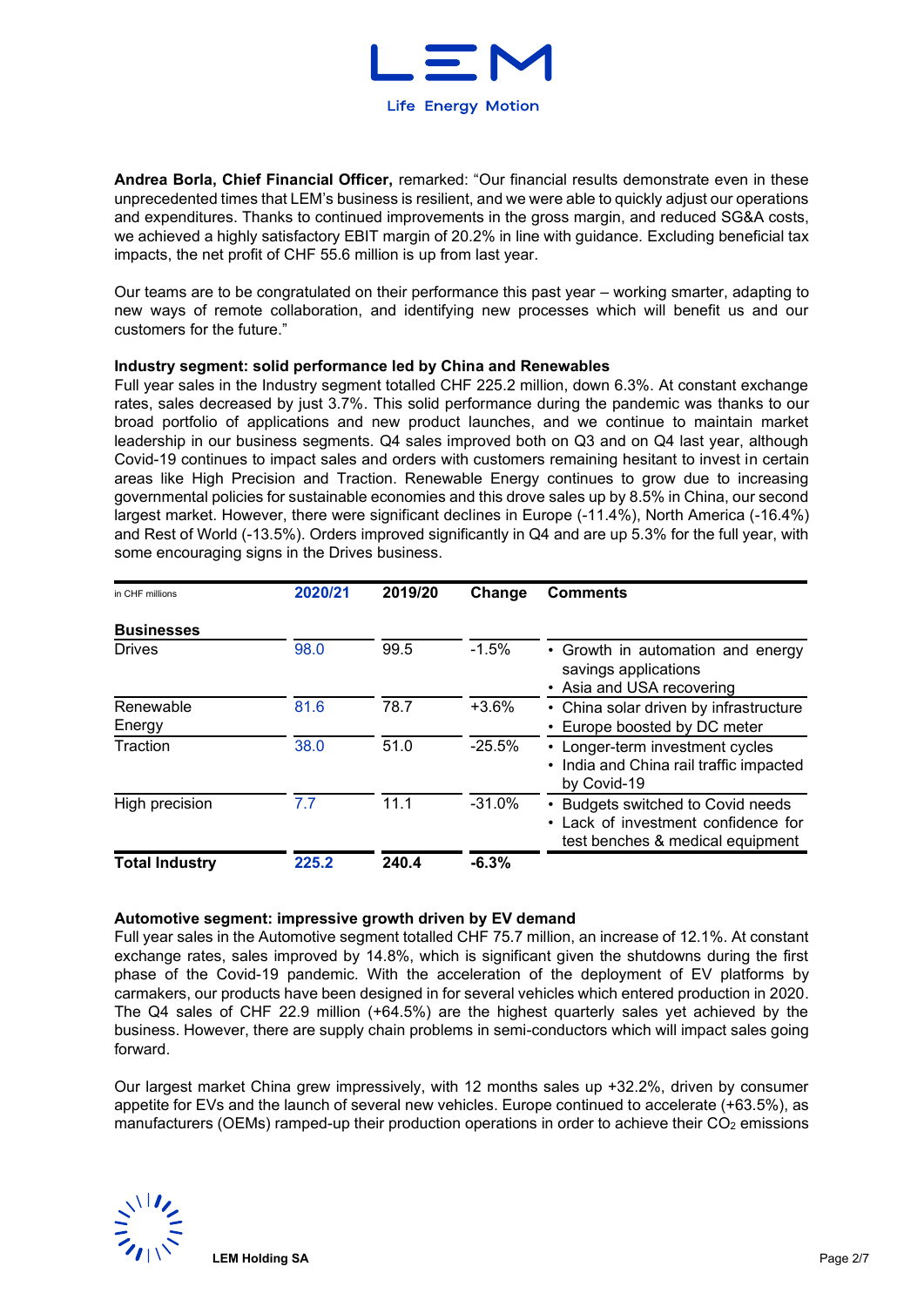**Andrea Borla, Chief Financial Officer,** remarked: "Our financial results demonstrate even in these unprecedented times that LEM's business is resilient, and we were able to quickly adjust our operations and expenditures. Thanks to continued improvements in the gross margin, and reduced SG&A costs, we achieved a highly satisfactory EBIT margin of 20.2% in line with guidance. Excluding beneficial tax impacts, the net profit of CHF 55.6 million is up from last year.

Our teams are to be congratulated on their performance this past year – working smarter, adapting to new ways of remote collaboration, and identifying new processes which will benefit us and our customers for the future."

**Industry segment: solid performance led by China and Renewables**

Full year sales in the Industry segment totalled CHF 225.2 million, down 6.3%. At constant exchange rates, sales decreased by just 3.7%. This solid performance during the pandemic was thanks to our broad portfolio of applications and new product launches, and we continue to maintain market leadership in our business segments. Q4 sales improved both on Q3 and on Q4 last year, although Covid-19 continues to impact sales and orders with customers remaining hesitant to invest in certain areas like High Precision and Traction. Renewable Energy continues to grow due to increasing governmental policies for sustainable economies and this drove sales up by 8.5% in China, our second largest market. However, there were significant declines in Europe (-11.4%), North America (-16.4%) and Rest of World (-13.5%). Orders improved significantly in Q4 and are up 5.3% for the full year, with some encouraging signs in the Drives business.

| in CHF millions | 2020/21 | 2019/20 | Change | Comments |
|---|---|---|---|---|
| **Businesses** | | | | |
| Drives | 98.0 | 99.5 | -1.5% | • Growth in automation and energy savings applications<br>• Asia and USA recovering |
| Renewable Energy | 81.6 | 78.7 | +3.6% | • China solar driven by infrastructure<br>• Europe boosted by DC meter |
| Traction | 38.0 | 51.0 | -25.5% | • Longer-term investment cycles<br>• India and China rail traffic impacted by Covid-19 |
| High precision | 7.7 | 11.1 | -31.0% | • Budgets switched to Covid needs<br>• Lack of investment confidence for test benches & medical equipment |
| **Total Industry** | **225.2** | **240.4** | **-6.3%** | |

**Automotive segment: impressive growth driven by EV demand**

Full year sales in the Automotive segment totalled CHF 75.7 million, an increase of 12.1%. At constant exchange rates, sales improved by 14.8%, which is significant given the shutdowns during the first phase of the Covid-19 pandemic. With the acceleration of the deployment of EV platforms by carmakers, our products have been designed in for several vehicles which entered production in 2020. The Q4 sales of CHF 22.9 million (+64.5%) are the highest quarterly sales yet achieved by the business. However, there are supply chain problems in semi-conductors which will impact sales going forward.

Our largest market China grew impressively, with 12 months sales up +32.2%, driven by consumer appetite for EVs and the launch of several new vehicles. Europe continued to accelerate (+63.5%), as manufacturers (OEMs) ramped-up their production operations in order to achieve their $CO_2$ emissions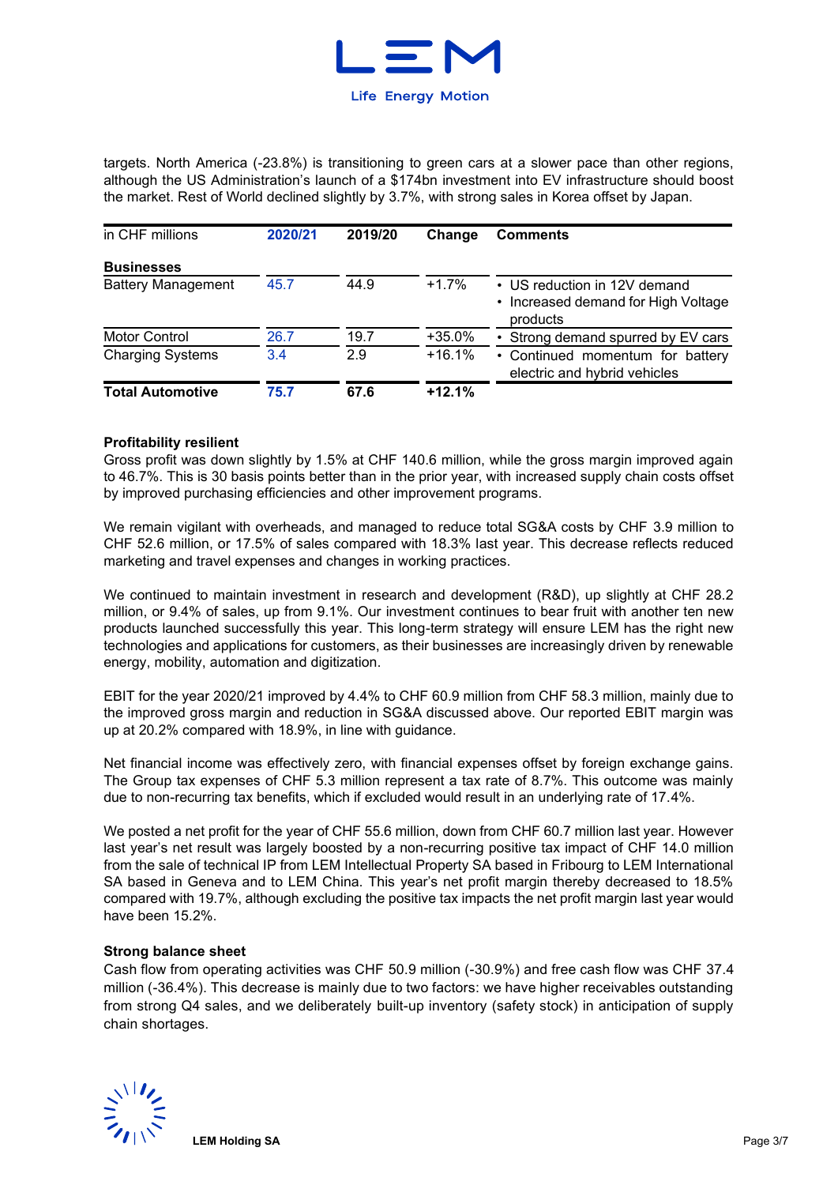targets. North America (-23.8%) is transitioning to green cars at a slower pace than other regions, although the US Administration's launch of a $174bn investment into EV infrastructure should boost the market. Rest of World declined slightly by 3.7%, with strong sales in Korea offset by Japan.

| in CHF millions | 2020/21 | 2019/20 | Change | Comments |
|---|---|---|---|---|
| **Businesses** | | | | |
| Battery Management | 45.7 | 44.9 | +1.7% | • US reduction in 12V demand<br>• Increased demand for High Voltage products |
| Motor Control | 26.7 | 19.7 | +35.0% | • Strong demand spurred by EV cars |
| Charging Systems | 3.4 | 2.9 | +16.1% | • Continued momentum for battery electric and hybrid vehicles |
| **Total Automotive** | **75.7** | **67.6** | **+12.1%** | |

**Profitability resilient**

Gross profit was down slightly by 1.5% at CHF 140.6 million, while the gross margin improved again to 46.7%. This is 30 basis points better than in the prior year, with increased supply chain costs offset by improved purchasing efficiencies and other improvement programs.

We remain vigilant with overheads, and managed to reduce total SG&A costs by CHF 3.9 million to CHF 52.6 million, or 17.5% of sales compared with 18.3% last year. This decrease reflects reduced marketing and travel expenses and changes in working practices.

We continued to maintain investment in research and development (R&D), up slightly at CHF 28.2 million, or 9.4% of sales, up from 9.1%. Our investment continues to bear fruit with another ten new products launched successfully this year. This long-term strategy will ensure LEM has the right new technologies and applications for customers, as their businesses are increasingly driven by renewable energy, mobility, automation and digitization.

EBIT for the year 2020/21 improved by 4.4% to CHF 60.9 million from CHF 58.3 million, mainly due to the improved gross margin and reduction in SG&A discussed above. Our reported EBIT margin was up at 20.2% compared with 18.9%, in line with guidance.

Net financial income was effectively zero, with financial expenses offset by foreign exchange gains. The Group tax expenses of CHF 5.3 million represent a tax rate of 8.7%. This outcome was mainly due to non-recurring tax benefits, which if excluded would result in an underlying rate of 17.4%.

We posted a net profit for the year of CHF 55.6 million, down from CHF 60.7 million last year. However last year's net result was largely boosted by a non-recurring positive tax impact of CHF 14.0 million from the sale of technical IP from LEM Intellectual Property SA based in Fribourg to LEM International SA based in Geneva and to LEM China. This year's net profit margin thereby decreased to 18.5% compared with 19.7%, although excluding the positive tax impacts the net profit margin last year would have been 15.2%.

**Strong balance sheet**

Cash flow from operating activities was CHF 50.9 million (-30.9%) and free cash flow was CHF 37.4 million (-36.4%). This decrease is mainly due to two factors: we have higher receivables outstanding from strong Q4 sales, and we deliberately built-up inventory (safety stock) in anticipation of supply chain shortages.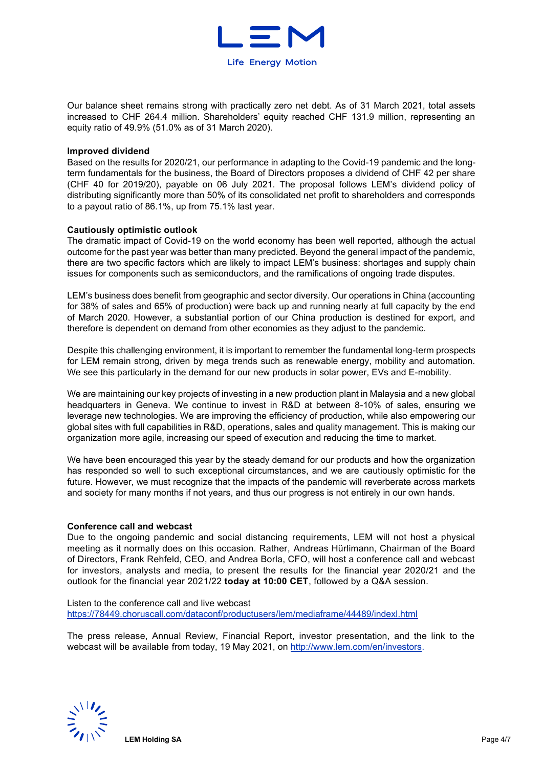Our balance sheet remains strong with practically zero net debt. As of 31 March 2021, total assets increased to CHF 264.4 million. Shareholders' equity reached CHF 131.9 million, representing an equity ratio of 49.9% (51.0% as of 31 March 2020).

**Improved dividend**

Based on the results for 2020/21, our performance in adapting to the Covid-19 pandemic and the long-term fundamentals for the business, the Board of Directors proposes a dividend of CHF 42 per share (CHF 40 for 2019/20), payable on 06 July 2021. The proposal follows LEM's dividend policy of distributing significantly more than 50% of its consolidated net profit to shareholders and corresponds to a payout ratio of 86.1%, up from 75.1% last year.

**Cautiously optimistic outlook**

The dramatic impact of Covid-19 on the world economy has been well reported, although the actual outcome for the past year was better than many predicted. Beyond the general impact of the pandemic, there are two specific factors which are likely to impact LEM's business: shortages and supply chain issues for components such as semiconductors, and the ramifications of ongoing trade disputes.

LEM's business does benefit from geographic and sector diversity. Our operations in China (accounting for 38% of sales and 65% of production) were back up and running nearly at full capacity by the end of March 2020. However, a substantial portion of our China production is destined for export, and therefore is dependent on demand from other economies as they adjust to the pandemic.

Despite this challenging environment, it is important to remember the fundamental long-term prospects for LEM remain strong, driven by mega trends such as renewable energy, mobility and automation. We see this particularly in the demand for our new products in solar power, EVs and E-mobility.

We are maintaining our key projects of investing in a new production plant in Malaysia and a new global headquarters in Geneva. We continue to invest in R&D at between 8-10% of sales, ensuring we leverage new technologies. We are improving the efficiency of production, while also empowering our global sites with full capabilities in R&D, operations, sales and quality management. This is making our organization more agile, increasing our speed of execution and reducing the time to market.

We have been encouraged this year by the steady demand for our products and how the organization has responded so well to such exceptional circumstances, and we are cautiously optimistic for the future. However, we must recognize that the impacts of the pandemic will reverberate across markets and society for many months if not years, and thus our progress is not entirely in our own hands.

**Conference call and webcast**

Due to the ongoing pandemic and social distancing requirements, LEM will not host a physical meeting as it normally does on this occasion. Rather, Andreas Hürlimann, Chairman of the Board of Directors, Frank Rehfeld, CEO, and Andrea Borla, CFO, will host a conference call and webcast for investors, analysts and media, to present the results for the financial year 2020/21 and the outlook for the financial year 2021/22 **today at 10:00 CET**, followed by a Q&A session.

Listen to the conference call and live webcast
https://78449.choruscall.com/dataconf/productusers/lem/mediaframe/44489/indexl.html

The press release, Annual Review, Financial Report, investor presentation, and the link to the webcast will be available from today, 19 May 2021, on http://www.lem.com/en/investors.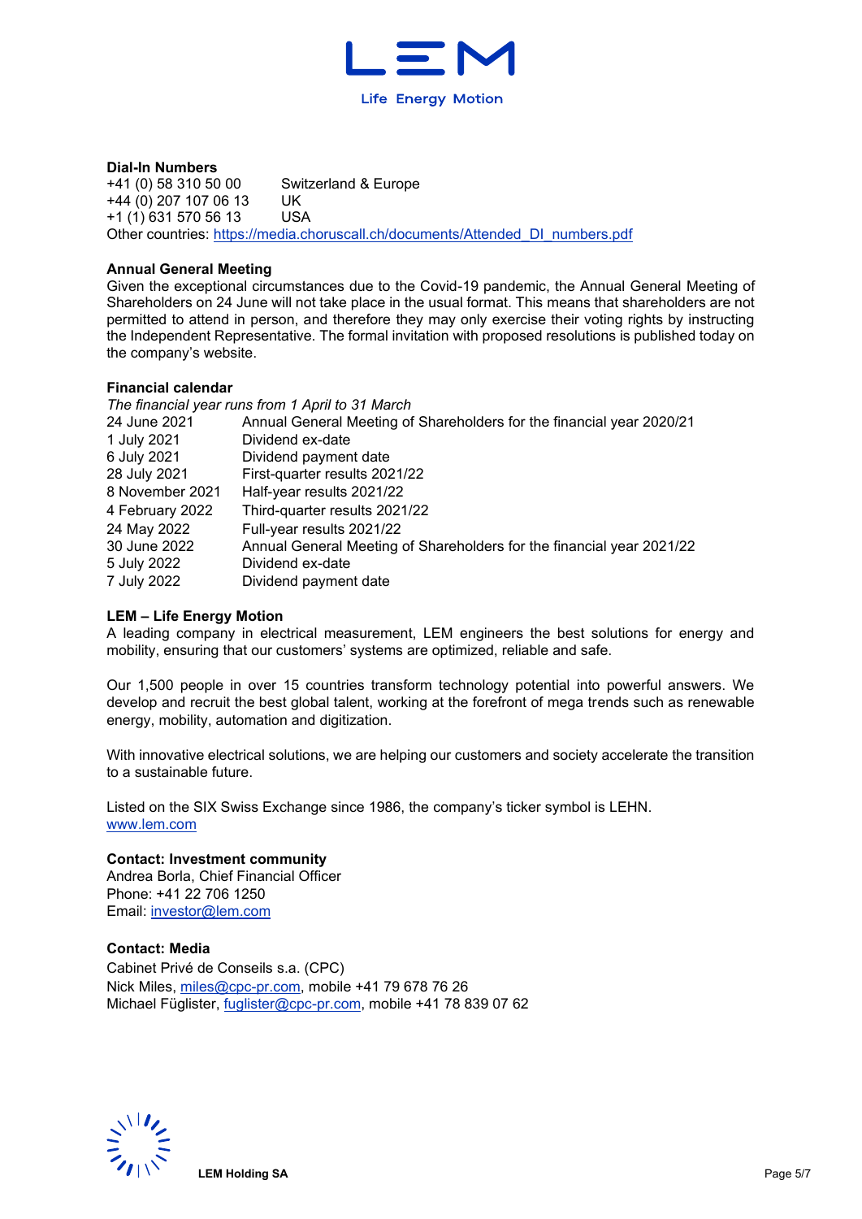**Dial-In Numbers**

| | |
|---|---|
| +41 (0) 58 310 50 00 | Switzerland & Europe |
| +44 (0) 207 107 06 13 | UK |
| +1 (1) 631 570 56 13 | USA |

Other countries: https://media.choruscall.ch/documents/Attended_DI_numbers.pdf

**Annual General Meeting**

Given the exceptional circumstances due to the Covid-19 pandemic, the Annual General Meeting of Shareholders on 24 June will not take place in the usual format. This means that shareholders are not permitted to attend in person, and therefore they may only exercise their voting rights by instructing the Independent Representative. The formal invitation with proposed resolutions is published today on the company's website.

**Financial calendar**

*The financial year runs from 1 April to 31 March*

| | |
|---|---|
| 24 June 2021 | Annual General Meeting of Shareholders for the financial year 2020/21 |
| 1 July 2021 | Dividend ex-date |
| 6 July 2021 | Dividend payment date |
| 28 July 2021 | First-quarter results 2021/22 |
| 8 November 2021 | Half-year results 2021/22 |
| 4 February 2022 | Third-quarter results 2021/22 |
| 24 May 2022 | Full-year results 2021/22 |
| 30 June 2022 | Annual General Meeting of Shareholders for the financial year 2021/22 |
| 5 July 2022 | Dividend ex-date |
| 7 July 2022 | Dividend payment date |

**LEM – Life Energy Motion**

A leading company in electrical measurement, LEM engineers the best solutions for energy and mobility, ensuring that our customers' systems are optimized, reliable and safe.

Our 1,500 people in over 15 countries transform technology potential into powerful answers. We develop and recruit the best global talent, working at the forefront of mega trends such as renewable energy, mobility, automation and digitization.

With innovative electrical solutions, we are helping our customers and society accelerate the transition to a sustainable future.

Listed on the SIX Swiss Exchange since 1986, the company's ticker symbol is LEHN.
www.lem.com

**Contact: Investment community**

Andrea Borla, Chief Financial Officer
Phone: +41 22 706 1250
Email: investor@lem.com

**Contact: Media**

Cabinet Privé de Conseils s.a. (CPC)
Nick Miles, miles@cpc-pr.com, mobile +41 79 678 76 26
Michael Füglister, fuglister@cpc-pr.com, mobile +41 78 839 07 62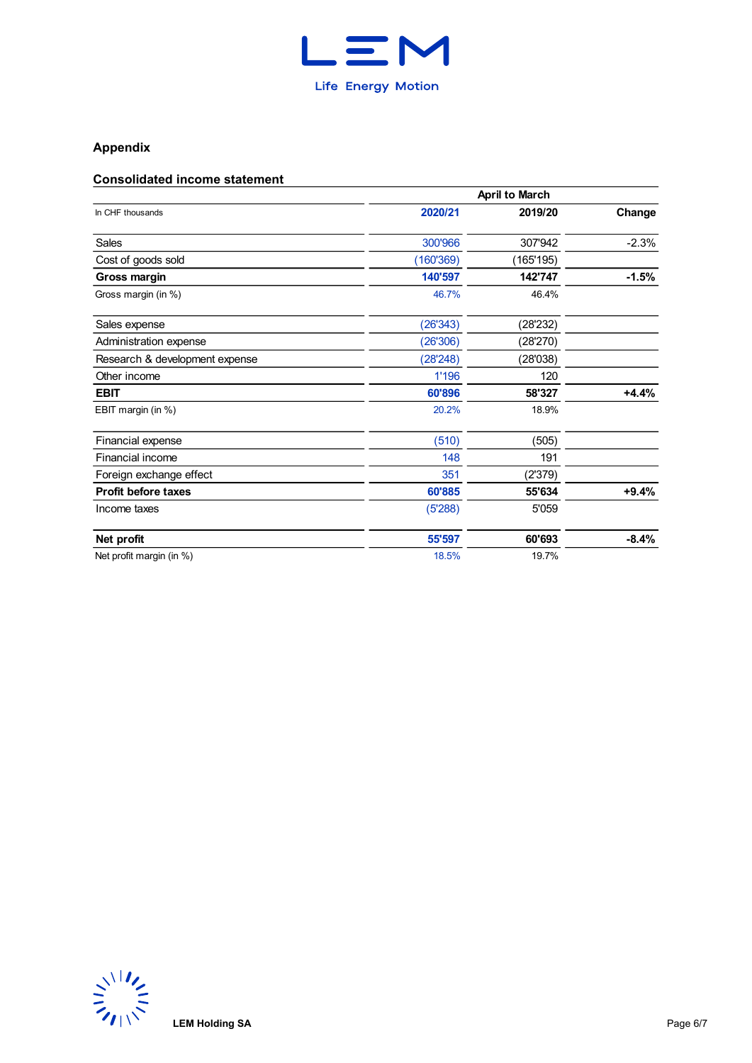## Appendix

### Consolidated income statement

| In CHF thousands | April to March | | |
|---|---|---|---|
| | **2020/21** | **2019/20** | **Change** |
| Sales | 300'966 | 307'942 | -2.3% |
| Cost of goods sold | (160'369) | (165'195) | |
| **Gross margin** | **140'597** | **142'747** | **-1.5%** |
| Gross margin (in %) | 46.7% | 46.4% | |
| Sales expense | (26'343) | (28'232) | |
| Administration expense | (26'306) | (28'270) | |
| Research & development expense | (28'248) | (28'038) | |
| Other income | 1'196 | 120 | |
| **EBIT** | **60'896** | **58'327** | **+4.4%** |
| EBIT margin (in %) | 20.2% | 18.9% | |
| Financial expense | (510) | (505) | |
| Financial income | 148 | 191 | |
| Foreign exchange effect | 351 | (2'379) | |
| **Profit before taxes** | **60'885** | **55'634** | **+9.4%** |
| Income taxes | (5'288) | 5'059 | |
| **Net profit** | **55'597** | **60'693** | **-8.4%** |
| Net profit margin (in %) | 18.5% | 19.7% | |

**LEM Holding SA**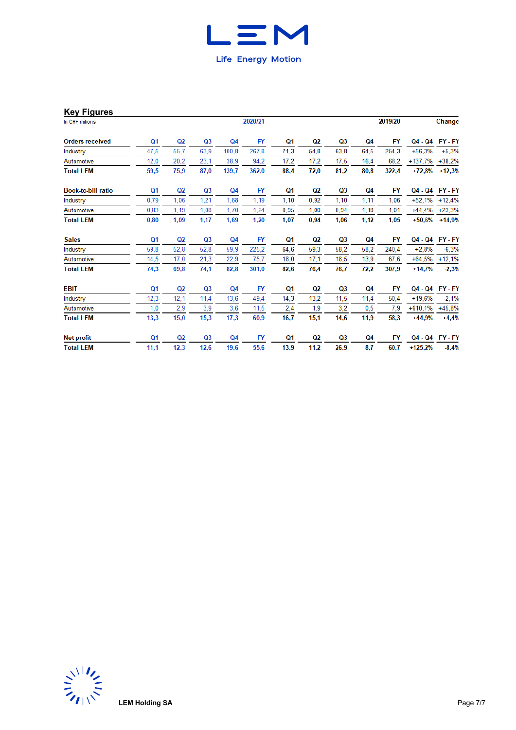Life Energy Motion

## Key Figures

In CHF millions

| | 2020/21 | | | | | 2019/20 | | | | | Change | |
|---|---|---|---|---|---|---|---|---|---|---|---|---|
| **Orders received** | Q1 | Q2 | Q3 | Q4 | FY | Q1 | Q2 | Q3 | Q4 | FY | Q4 - Q4 | FY - FY |
| Industry | 47,5 | 55,7 | 63,9 | 100,8 | 267,8 | 71,3 | 54,8 | 63,8 | 64,5 | 254,3 | +56,3% | +5,3% |
| Automotive | 12,0 | 20,2 | 23,1 | 38,9 | 94,2 | 17,2 | 17,2 | 17,5 | 16,4 | 68,2 | +137,7% | +38,2% |
| **Total LEM** | **59,5** | **75,9** | **87,0** | **139,7** | **362,0** | **88,4** | **72,0** | **81,2** | **80,8** | **322,4** | **+72,8%** | **+12,3%** |
| **Book-to-bill ratio** | Q1 | Q2 | Q3 | Q4 | FY | Q1 | Q2 | Q3 | Q4 | FY | Q4 - Q4 | FY - FY |
| Industry | 0,79 | 1,06 | 1,21 | 1,68 | 1,19 | 1,10 | 0,92 | 1,10 | 1,11 | 1,06 | +52,1% | +12,4% |
| Automotive | 0,83 | 1,19 | 1,08 | 1,70 | 1,24 | 0,95 | 1,00 | 0,94 | 1,18 | 1,01 | +44,4% | +23,3% |
| **Total LEM** | **0,80** | **1,09** | **1,17** | **1,69** | **1,20** | **1,07** | **0,94** | **1,06** | **1,12** | **1,05** | **+50,6%** | **+14,9%** |
| **Sales** | Q1 | Q2 | Q3 | Q4 | FY | Q1 | Q2 | Q3 | Q4 | FY | Q4 - Q4 | FY - FY |
| Industry | 59,8 | 52,8 | 52,8 | 59,9 | 225,2 | 64,6 | 59,3 | 58,2 | 58,2 | 240,4 | +2,8% | -6,3% |
| Automotive | 14,5 | 17,0 | 21,3 | 22,9 | 75,7 | 18,0 | 17,1 | 18,5 | 13,9 | 67,6 | +64,5% | +12,1% |
| **Total LEM** | **74,3** | **69,8** | **74,1** | **82,8** | **301,0** | **82,6** | **76,4** | **76,7** | **72,2** | **307,9** | **+14,7%** | **-2,3%** |
| **EBIT** | Q1 | Q2 | Q3 | Q4 | FY | Q1 | Q2 | Q3 | Q4 | FY | Q4 - Q4 | FY - FY |
| Industry | 12,3 | 12,1 | 11,4 | 13,6 | 49,4 | 14,3 | 13,2 | 11,5 | 11,4 | 50,4 | +19,6% | -2,1% |
| Automotive | 1,0 | 2,9 | 3,9 | 3,6 | 11,5 | 2,4 | 1,9 | 3,2 | 0,5 | 7,9 | +610,1% | +45,8% |
| **Total LEM** | **13,3** | **15,0** | **15,3** | **17,3** | **60,9** | **16,7** | **15,1** | **14,6** | **11,9** | **58,3** | **+44,9%** | **+4,4%** |
| **Net profit** | Q1 | Q2 | Q3 | Q4 | FY | Q1 | Q2 | Q3 | Q4 | FY | Q4 - Q4 | FY - FY |
| **Total LEM** | **11,1** | **12,3** | **12,6** | **19,6** | **55,6** | **13,9** | **11,2** | **26,9** | **8,7** | **60,7** | **+125,2%** | **-8,4%** |

LEM Holding SA